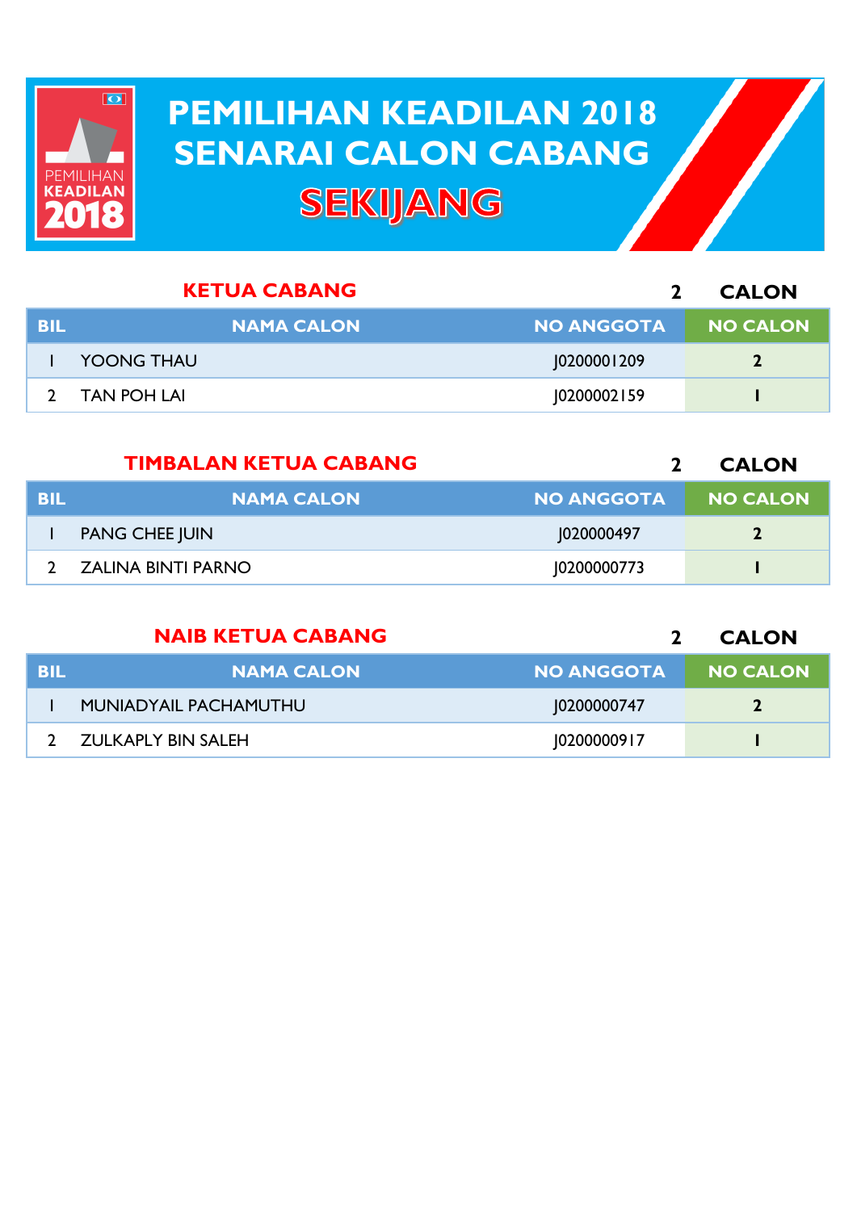# PEMILIHAN KEADILAN 2018
# SENARAI CALON CABANG
# SEKIJANG

## KETUA CABANG

2 CALON

| BIL | NAMA CALON | NO ANGGOTA | NO CALON |
|---|---|---|---|
| 1 | YOONG THAU | J0200001209 | 2 |
| 2 | TAN POH LAI | J0200002159 | 1 |

## TIMBALAN KETUA CABANG

2 CALON

| BIL | NAMA CALON | NO ANGGOTA | NO CALON |
|---|---|---|---|
| 1 | PANG CHEE JUIN | J020000497 | 2 |
| 2 | ZALINA BINTI PARNO | J0200000773 | 1 |

## NAIB KETUA CABANG

2 CALON

| BIL | NAMA CALON | NO ANGGOTA | NO CALON |
|---|---|---|---|
| 1 | MUNIADYAIL PACHAMUTHU | J0200000747 | 2 |
| 2 | ZULKAPLY BIN SALEH | J0200000917 | 1 |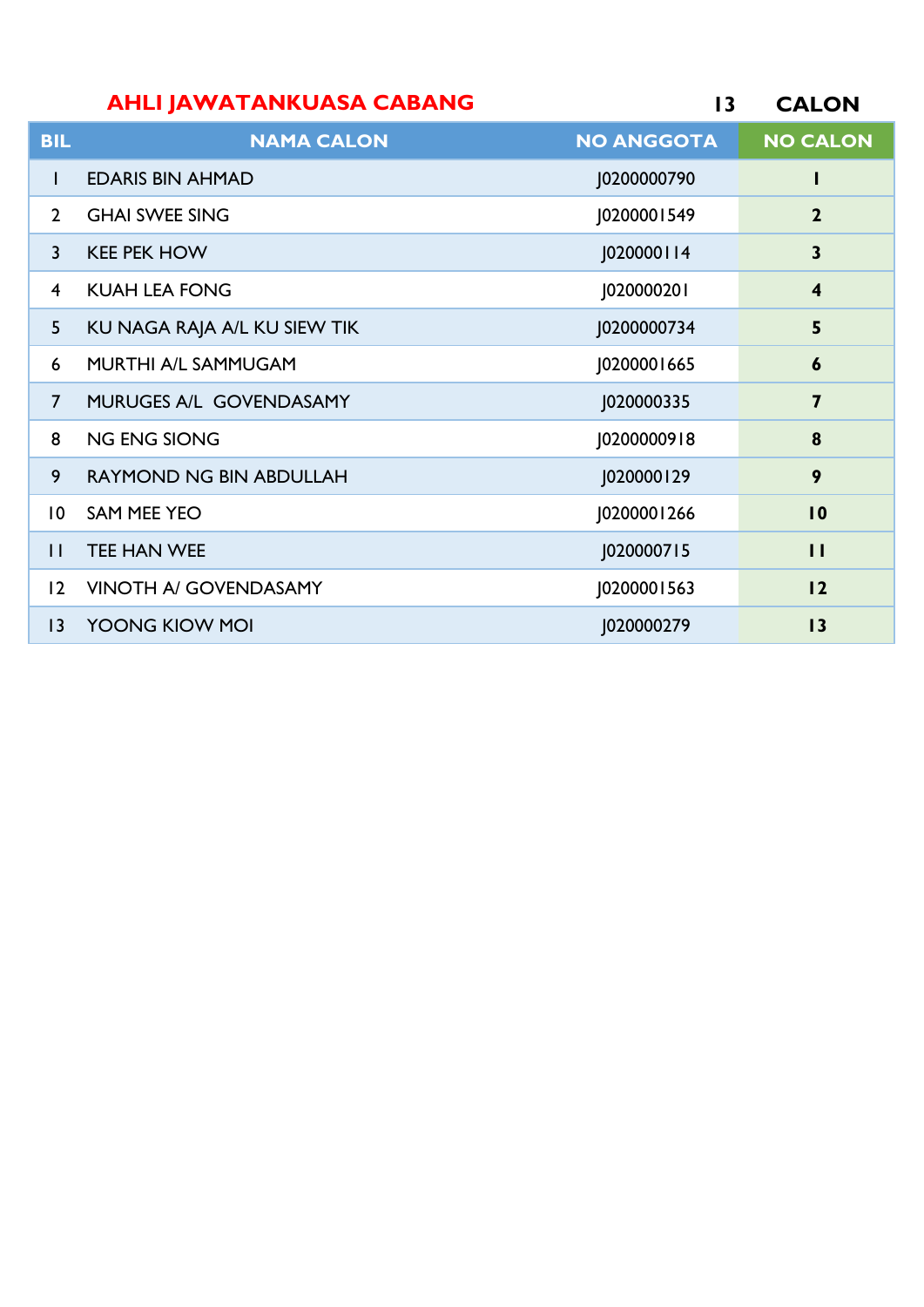## AHLI JAWATANKUASA CABANG 13 CALON

| BIL | NAMA CALON | NO ANGGOTA | NO CALON |
|---|---|---|---|
| 1 | EDARIS BIN AHMAD | J0200000790 | 1 |
| 2 | GHAI SWEE SING | J0200001549 | 2 |
| 3 | KEE PEK HOW | J020000114 | 3 |
| 4 | KUAH LEA FONG | J020000201 | 4 |
| 5 | KU NAGA RAJA A/L KU SIEW TIK | J0200000734 | 5 |
| 6 | MURTHI A/L SAMMUGAM | J0200001665 | 6 |
| 7 | MURUGES A/L GOVENDASAMY | J020000335 | 7 |
| 8 | NG ENG SIONG | J0200000918 | 8 |
| 9 | RAYMOND NG BIN ABDULLAH | J020000129 | 9 |
| 10 | SAM MEE YEO | J0200001266 | 10 |
| 11 | TEE HAN WEE | J020000715 | 11 |
| 12 | VINOTH A/ GOVENDASAMY | J0200001563 | 12 |
| 13 | YOONG KIOW MOI | J020000279 | 13 |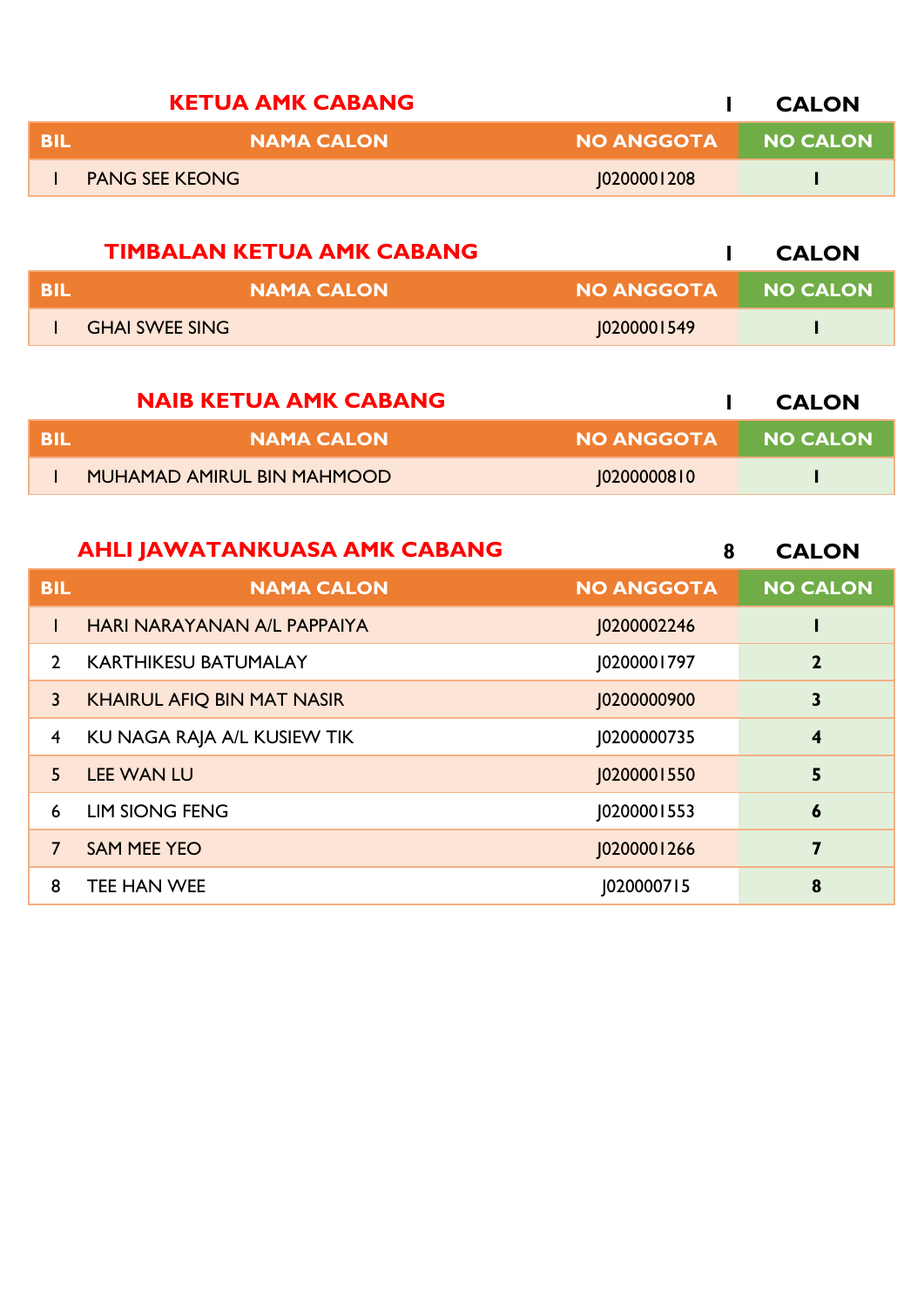## KETUA AMK CABANG — 1 CALON

| BIL | NAMA CALON | NO ANGGOTA | NO CALON |
|---|---|---|---|
| 1 | PANG SEE KEONG | J0200001208 | 1 |

## TIMBALAN KETUA AMK CABANG — 1 CALON

| BIL | NAMA CALON | NO ANGGOTA | NO CALON |
|---|---|---|---|
| 1 | GHAI SWEE SING | J0200001549 | 1 |

## NAIB KETUA AMK CABANG — 1 CALON

| BIL | NAMA CALON | NO ANGGOTA | NO CALON |
|---|---|---|---|
| 1 | MUHAMAD AMIRUL BIN MAHMOOD | J0200000810 | 1 |

## AHLI JAWATANKUASA AMK CABANG — 8 CALON

| BIL | NAMA CALON | NO ANGGOTA | NO CALON |
|---|---|---|---|
| 1 | HARI NARAYANAN A/L PAPPAIYA | J0200002246 | 1 |
| 2 | KARTHIKESU BATUMALAY | J0200001797 | 2 |
| 3 | KHAIRUL AFIQ BIN MAT NASIR | J0200000900 | 3 |
| 4 | KU NAGA RAJA A/L KUSIEW TIK | J0200000735 | 4 |
| 5 | LEE WAN LU | J0200001550 | 5 |
| 6 | LIM SIONG FENG | J0200001553 | 6 |
| 7 | SAM MEE YEO | J0200001266 | 7 |
| 8 | TEE HAN WEE | J020000715 | 8 |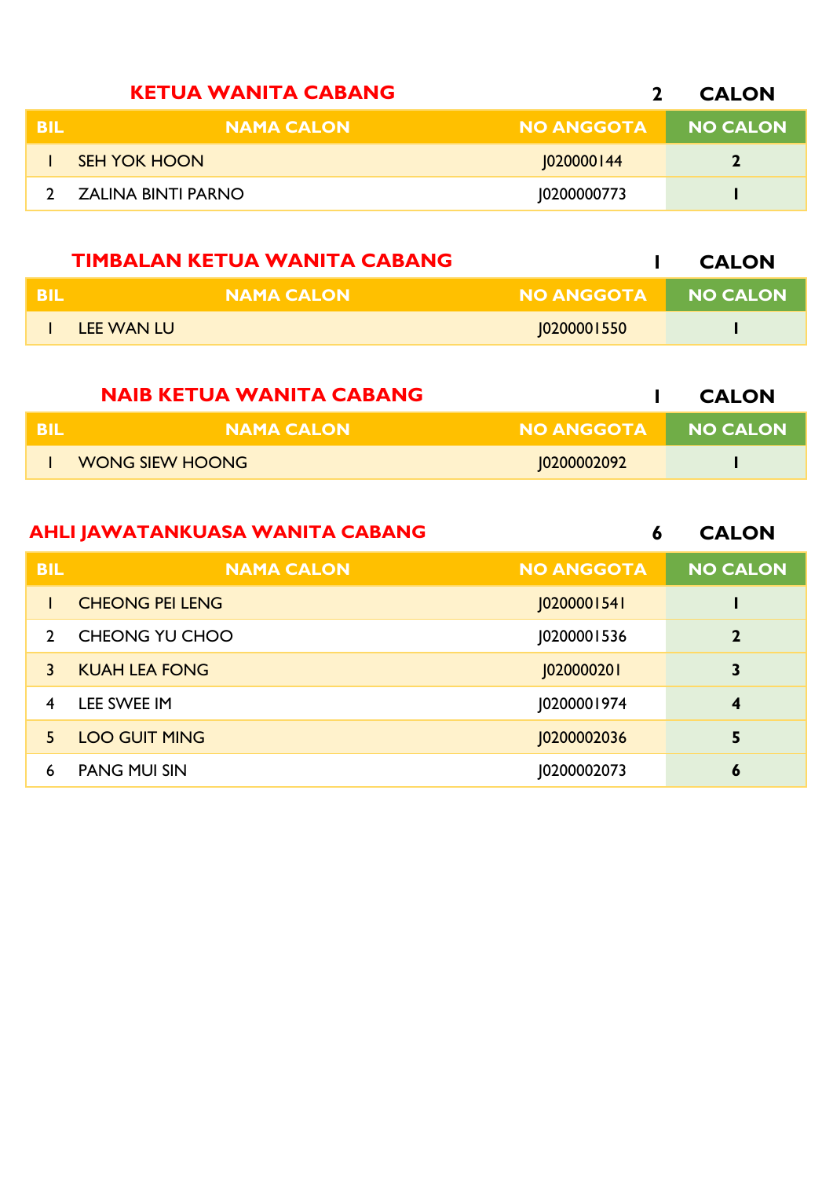## KETUA WANITA CABANG

2 CALON

| BIL | NAMA CALON | NO ANGGOTA | NO CALON |
|---|---|---|---|
| 1 | SEH YOK HOON | J020000144 | 2 |
| 2 | ZALINA BINTI PARNO | J0200000773 | 1 |

## TIMBALAN KETUA WANITA CABANG

1 CALON

| BIL | NAMA CALON | NO ANGGOTA | NO CALON |
|---|---|---|---|
| 1 | LEE WAN LU | J0200001550 | 1 |

## NAIB KETUA WANITA CABANG

1 CALON

| BIL | NAMA CALON | NO ANGGOTA | NO CALON |
|---|---|---|---|
| 1 | WONG SIEW HOONG | J0200002092 | 1 |

## AHLI JAWATANKUASA WANITA CABANG

6 CALON

| BIL | NAMA CALON | NO ANGGOTA | NO CALON |
|---|---|---|---|
| 1 | CHEONG PEI LENG | J0200001541 | 1 |
| 2 | CHEONG YU CHOO | J0200001536 | 2 |
| 3 | KUAH LEA FONG | J020000201 | 3 |
| 4 | LEE SWEE IM | J0200001974 | 4 |
| 5 | LOO GUIT MING | J0200002036 | 5 |
| 6 | PANG MUI SIN | J0200002073 | 6 |